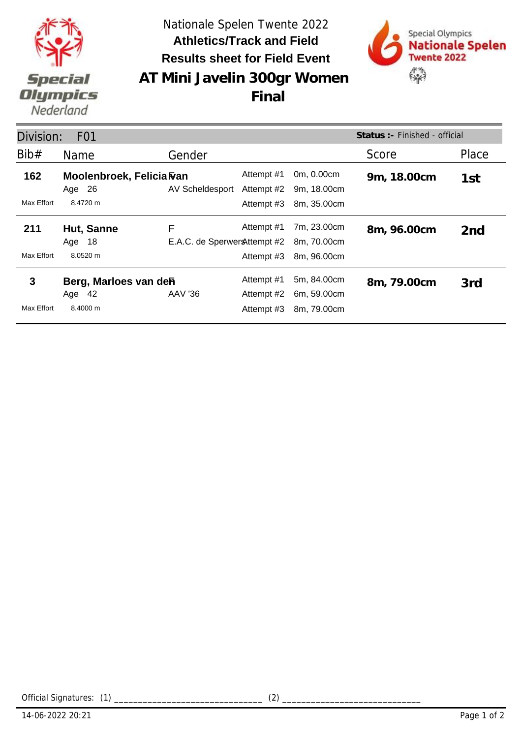Nationale Spelen Twente 2022

**Athletics/Track and Field**

**Results sheet for Field Event**

# AT Mini Javelin 300gr Women

# Final

Division: F01 **Status :-** Finished - official

| Bib# | Name | Gender | | | Score | Place |
|---|---|---|---|---|---|---|
| **162** | **Moolenbroek, Felicia van** | F | Attempt #1 | 0m, 0.00cm | **9m, 18.00cm** | **1st** |
| | Age 26 | AV Scheldesport | Attempt #2 | 9m, 18.00cm | | |
| Max Effort | 8.4720 m | | Attempt #3 | 8m, 35.00cm | | |
| **211** | **Hut, Sanne** | F | Attempt #1 | 7m, 23.00cm | **8m, 96.00cm** | **2nd** |
| | Age 18 | E.A.C. de Sperwers | Attempt #2 | 8m, 70.00cm | | |
| Max Effort | 8.0520 m | | Attempt #3 | 8m, 96.00cm | | |
| **3** | **Berg, Marloes van den** | F | Attempt #1 | 5m, 84.00cm | **8m, 79.00cm** | **3rd** |
| | Age 42 | AAV '36 | Attempt #2 | 6m, 59.00cm | | |
| Max Effort | 8.4000 m | | Attempt #3 | 8m, 79.00cm | | |

Official Signatures: (1) ______________________________ (2) ____________________________

14-06-2022 20:21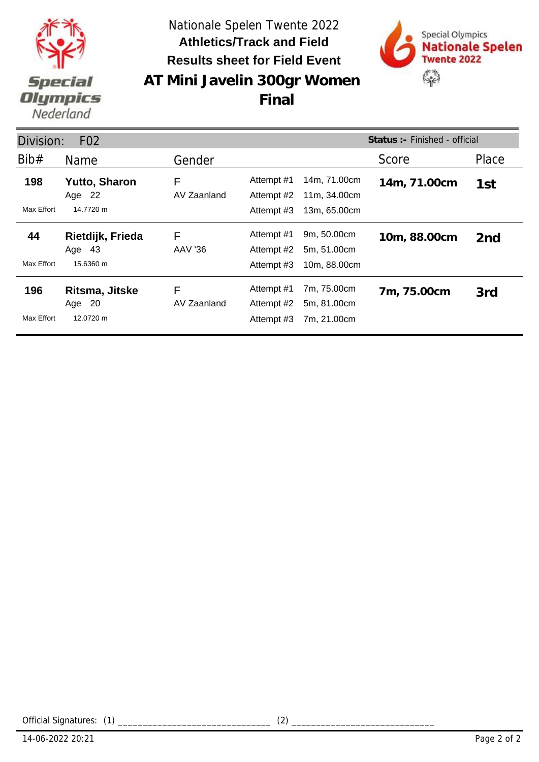Nationale Spelen Twente 2022

**Athletics/Track and Field**

**Results sheet for Field Event**

# AT Mini Javelin 300gr Women Final

Division: F02 — **Status :-** Finished - official

| Bib# | Name | Gender | | | Score | Place |
|---|---|---|---|---|---|---|
| **198** | **Yutto, Sharon** | F | Attempt #1 | 14m, 71.00cm | **14m, 71.00cm** | **1st** |
| | Age 22 | AV Zaanland | Attempt #2 | 11m, 34.00cm | | |
| Max Effort | 14.7720 m | | Attempt #3 | 13m, 65.00cm | | |
| **44** | **Rietdijk, Frieda** | F | Attempt #1 | 9m, 50.00cm | **10m, 88.00cm** | **2nd** |
| | Age 43 | AAV '36 | Attempt #2 | 5m, 51.00cm | | |
| Max Effort | 15.6360 m | | Attempt #3 | 10m, 88.00cm | | |
| **196** | **Ritsma, Jitske** | F | Attempt #1 | 7m, 75.00cm | **7m, 75.00cm** | **3rd** |
| | Age 20 | AV Zaanland | Attempt #2 | 5m, 81.00cm | | |
| Max Effort | 12.0720 m | | Attempt #3 | 7m, 21.00cm | | |

Official Signatures: (1) ______________________________ (2) ____________________________

14-06-2022 20:21